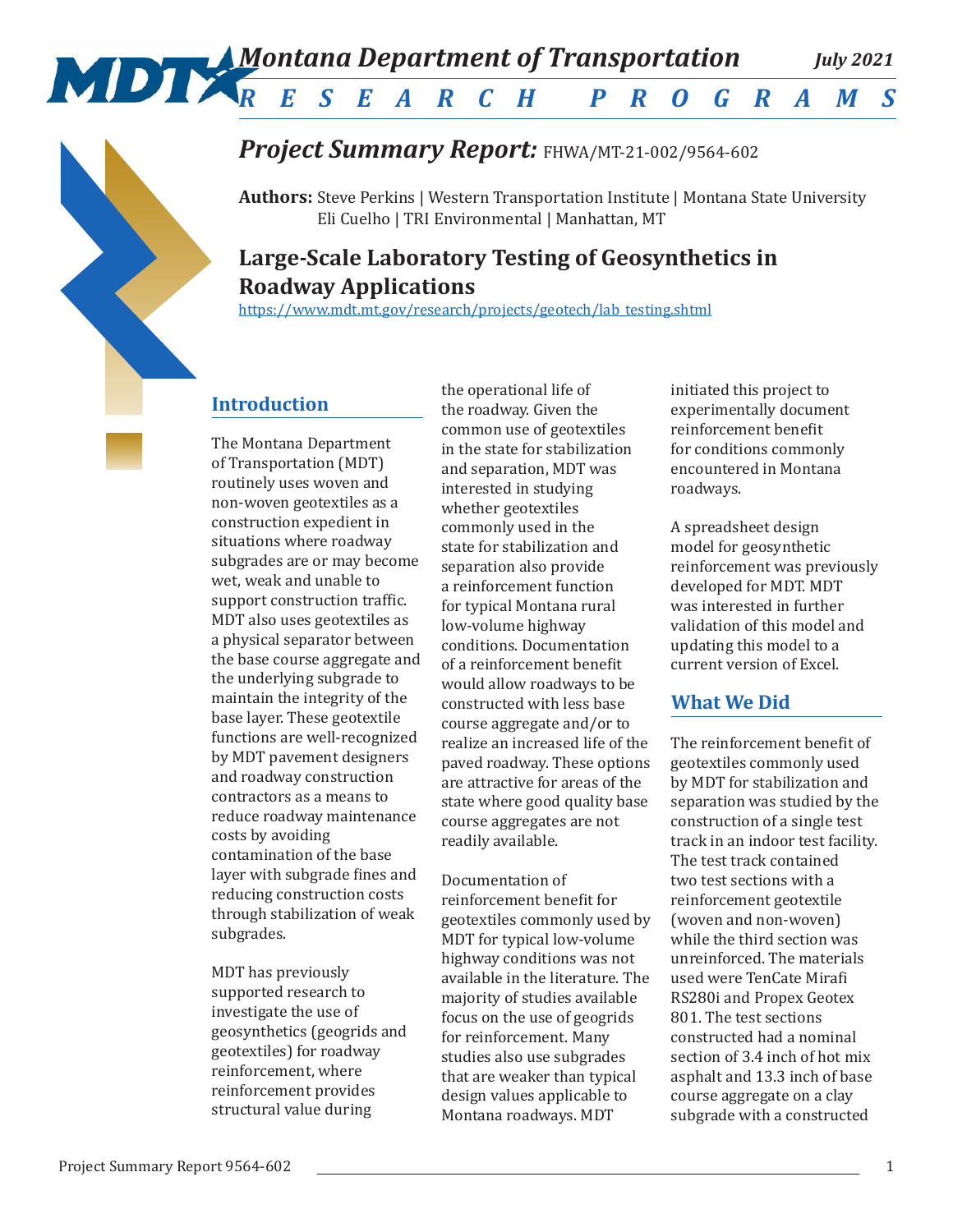# Montana Department of Transportation

July 2021

RESEARCH PROGRAMS

## *Project Summary Report:* FHWA/MT-21-002/9564-602

**Authors:** Steve Perkins | Western Transportation Institute | Montana State University
Eli Cuelho | TRI Environmental | Manhattan, MT

## Large-Scale Laboratory Testing of Geosynthetics in Roadway Applications

https://www.mdt.mt.gov/research/projects/geotech/lab_testing.shtml

### Introduction

The Montana Department of Transportation (MDT) routinely uses woven and non-woven geotextiles as a construction expedient in situations where roadway subgrades are or may become wet, weak and unable to support construction traffic. MDT also uses geotextiles as a physical separator between the base course aggregate and the underlying subgrade to maintain the integrity of the base layer. These geotextile functions are well-recognized by MDT pavement designers and roadway construction contractors as a means to reduce roadway maintenance costs by avoiding contamination of the base layer with subgrade fines and reducing construction costs through stabilization of weak subgrades.

MDT has previously supported research to investigate the use of geosynthetics (geogrids and geotextiles) for roadway reinforcement, where reinforcement provides structural value during the operational life of the roadway. Given the common use of geotextiles in the state for stabilization and separation, MDT was interested in studying whether geotextiles commonly used in the state for stabilization and separation also provide a reinforcement function for typical Montana rural low-volume highway conditions. Documentation of a reinforcement benefit would allow roadways to be constructed with less base course aggregate and/or to realize an increased life of the paved roadway. These options are attractive for areas of the state where good quality base course aggregates are not readily available.

Documentation of reinforcement benefit for geotextiles commonly used by MDT for typical low-volume highway conditions was not available in the literature. The majority of studies available focus on the use of geogrids for reinforcement. Many studies also use subgrades that are weaker than typical design values applicable to Montana roadways. MDT initiated this project to experimentally document reinforcement benefit for conditions commonly encountered in Montana roadways.

A spreadsheet design model for geosynthetic reinforcement was previously developed for MDT. MDT was interested in further validation of this model and updating this model to a current version of Excel.

### What We Did

The reinforcement benefit of geotextiles commonly used by MDT for stabilization and separation was studied by the construction of a single test track in an indoor test facility. The test track contained two test sections with a reinforcement geotextile (woven and non-woven) while the third section was unreinforced. The materials used were TenCate Mirafi RS280i and Propex Geotex 801. The test sections constructed had a nominal section of 3.4 inch of hot mix asphalt and 13.3 inch of base course aggregate on a clay subgrade with a constructed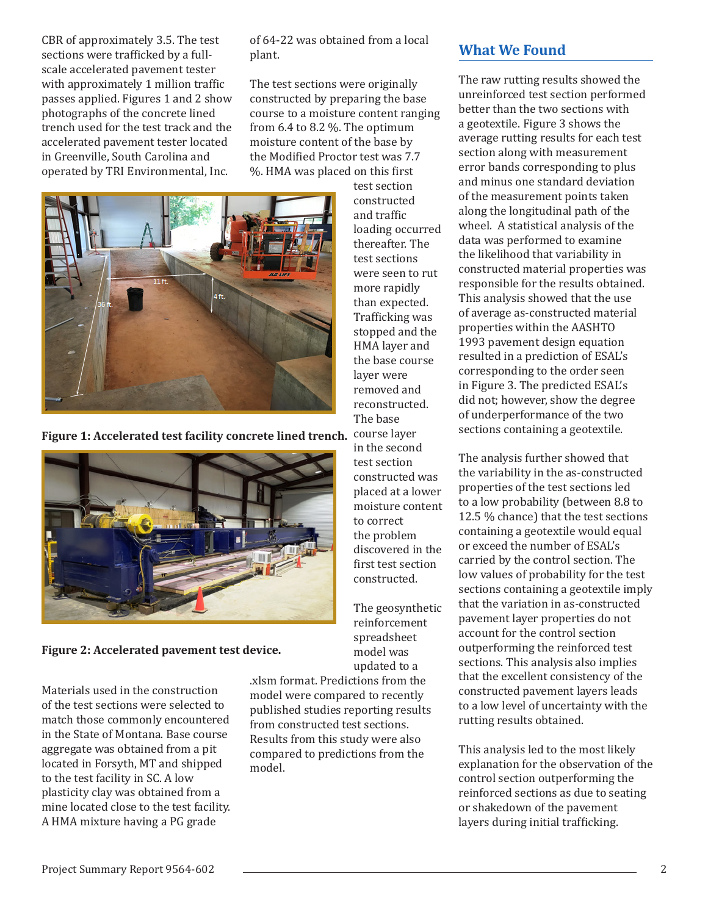CBR of approximately 3.5. The test sections were trafficked by a full-scale accelerated pavement tester with approximately 1 million traffic passes applied. Figures 1 and 2 show photographs of the concrete lined trench used for the test track and the accelerated pavement tester located in Greenville, South Carolina and operated by TRI Environmental, Inc.

**Figure 1: Accelerated test facility concrete lined trench.**

**Figure 2: Accelerated pavement test device.**

Materials used in the construction of the test sections were selected to match those commonly encountered in the State of Montana. Base course aggregate was obtained from a pit located in Forsyth, MT and shipped to the test facility in SC. A low plasticity clay was obtained from a mine located close to the test facility. A HMA mixture having a PG grade of 64-22 was obtained from a local plant.

The test sections were originally constructed by preparing the base course to a moisture content ranging from 6.4 to 8.2 %. The optimum moisture content of the base by the Modified Proctor test was 7.7 %. HMA was placed on this first test section constructed and traffic loading occurred thereafter. The test sections were seen to rut more rapidly than expected. Trafficking was stopped and the HMA layer and the base course layer were removed and reconstructed. The base course layer in the second test section constructed was placed at a lower moisture content to correct the problem discovered in the first test section constructed.

The geosynthetic reinforcement spreadsheet model was updated to a .xlsm format. Predictions from the model were compared to recently published studies reporting results from constructed test sections. Results from this study were also compared to predictions from the model.

## What We Found

The raw rutting results showed the unreinforced test section performed better than the two sections with a geotextile. Figure 3 shows the average rutting results for each test section along with measurement error bands corresponding to plus and minus one standard deviation of the measurement points taken along the longitudinal path of the wheel. A statistical analysis of the data was performed to examine the likelihood that variability in constructed material properties was responsible for the results obtained. This analysis showed that the use of average as-constructed material properties within the AASHTO 1993 pavement design equation resulted in a prediction of ESAL's corresponding to the order seen in Figure 3. The predicted ESAL's did not; however, show the degree of underperformance of the two sections containing a geotextile.

The analysis further showed that the variability in the as-constructed properties of the test sections led to a low probability (between 8.8 to 12.5 % chance) that the test sections containing a geotextile would equal or exceed the number of ESAL's carried by the control section. The low values of probability for the test sections containing a geotextile imply that the variation in as-constructed pavement layer properties do not account for the control section outperforming the reinforced test sections. This analysis also implies that the excellent consistency of the constructed pavement layers leads to a low level of uncertainty with the rutting results obtained.

This analysis led to the most likely explanation for the observation of the control section outperforming the reinforced sections as due to seating or shakedown of the pavement layers during initial trafficking.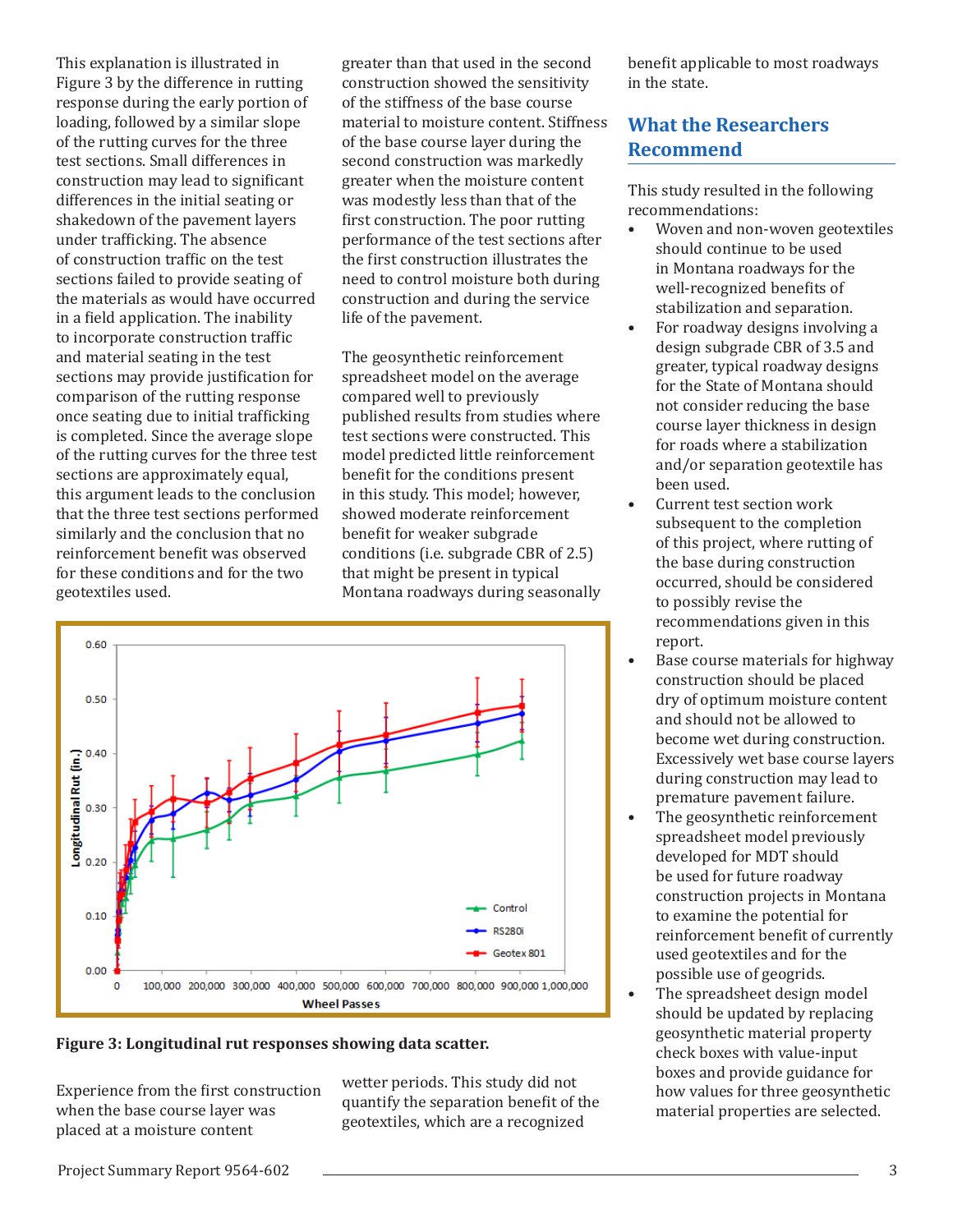This explanation is illustrated in Figure 3 by the difference in rutting response during the early portion of loading, followed by a similar slope of the rutting curves for the three test sections. Small differences in construction may lead to significant differences in the initial seating or shakedown of the pavement layers under trafficking. The absence of construction traffic on the test sections failed to provide seating of the materials as would have occurred in a field application. The inability to incorporate construction traffic and material seating in the test sections may provide justification for comparison of the rutting response once seating due to initial trafficking is completed. Since the average slope of the rutting curves for the three test sections are approximately equal, this argument leads to the conclusion that the three test sections performed similarly and the conclusion that no reinforcement benefit was observed for these conditions and for the two geotextiles used.

Longitudinal Rut (in.)

0.60
0.50
0.40
0.30
0.20
0.10
0.00

0
100,000
200,000
300,000
400,000
500,000
600,000
700,000
800,000
900,000
1,000,000

Wheel Passes

Control
RS280i
Geotex 801

**Figure 3: Longitudinal rut responses showing data scatter.**

Experience from the first construction when the base course layer was placed at a moisture content greater than that used in the second construction showed the sensitivity of the stiffness of the base course material to moisture content. Stiffness of the base course layer during the second construction was markedly greater when the moisture content was modestly less than that of the first construction. The poor rutting performance of the test sections after the first construction illustrates the need to control moisture both during construction and during the service life of the pavement.

The geosynthetic reinforcement spreadsheet model on the average compared well to previously published results from studies where test sections were constructed. This model predicted little reinforcement benefit for the conditions present in this study. This model; however, showed moderate reinforcement benefit for weaker subgrade conditions (i.e. subgrade CBR of 2.5) that might be present in typical Montana roadways during seasonally wetter periods. This study did not quantify the separation benefit of the geotextiles, which are a recognized benefit applicable to most roadways in the state.

## What the Researchers Recommend

This study resulted in the following recommendations:

- Woven and non-woven geotextiles should continue to be used in Montana roadways for the well-recognized benefits of stabilization and separation.
- For roadway designs involving a design subgrade CBR of 3.5 and greater, typical roadway designs for the State of Montana should not consider reducing the base course layer thickness in design for roads where a stabilization and/or separation geotextile has been used.
- Current test section work subsequent to the completion of this project, where rutting of the base during construction occurred, should be considered to possibly revise the recommendations given in this report.
- Base course materials for highway construction should be placed dry of optimum moisture content and should not be allowed to become wet during construction. Excessively wet base course layers during construction may lead to premature pavement failure.
- The geosynthetic reinforcement spreadsheet model previously developed for MDT should be used for future roadway construction projects in Montana to examine the potential for reinforcement benefit of currently used geotextiles and for the possible use of geogrids.
- The spreadsheet design model should be updated by replacing geosynthetic material property check boxes with value-input boxes and provide guidance for how values for three geosynthetic material properties are selected.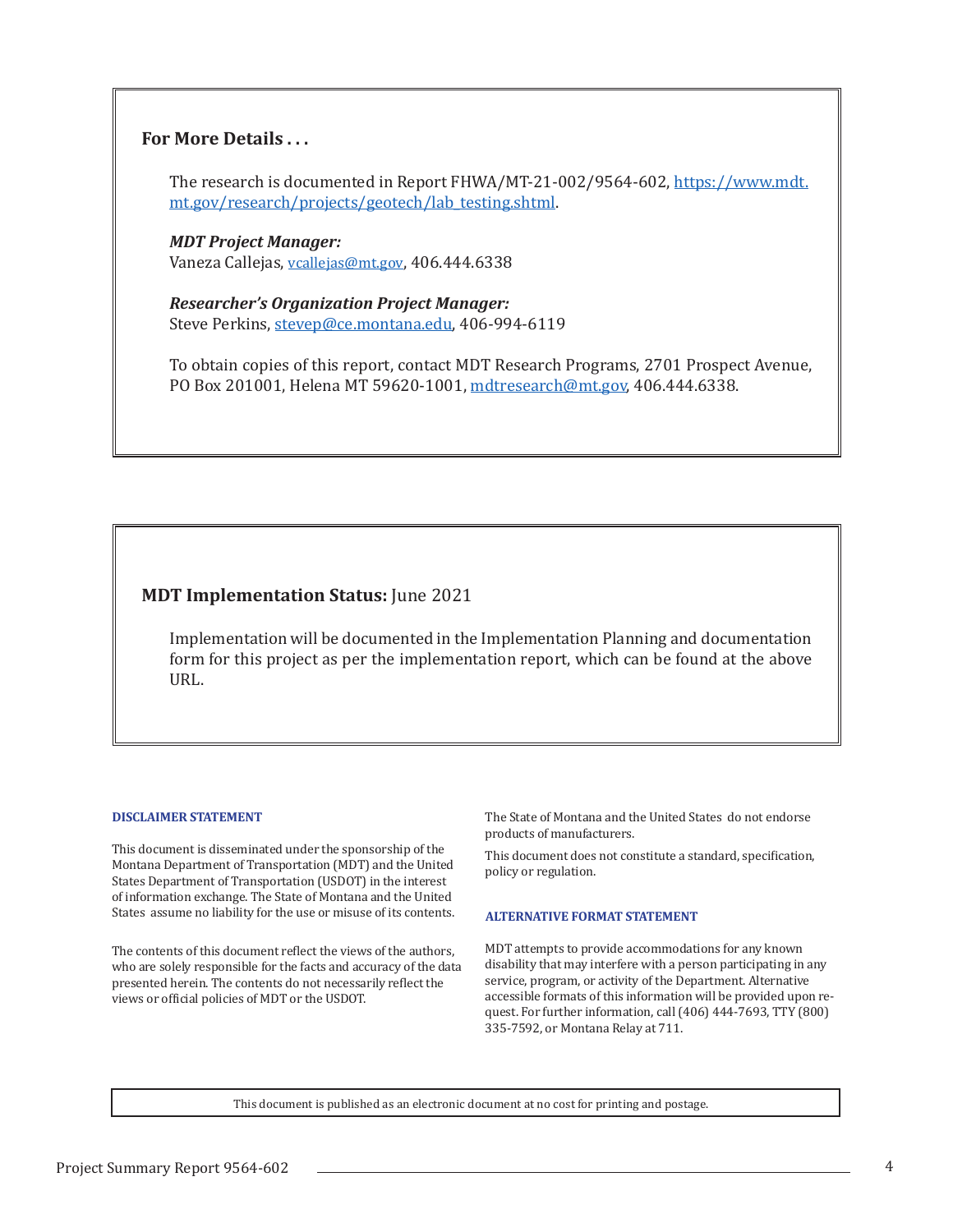## For More Details . . .

The research is documented in Report FHWA/MT-21-002/9564-602, https://www.mdt.mt.gov/research/projects/geotech/lab_testing.shtml.

***MDT Project Manager:***
Vaneza Callejas, vcallejas@mt.gov, 406.444.6338

***Researcher's Organization Project Manager:***
Steve Perkins, stevep@ce.montana.edu, 406-994-6119

To obtain copies of this report, contact MDT Research Programs, 2701 Prospect Avenue, PO Box 201001, Helena MT 59620-1001, mdtresearch@mt.gov, 406.444.6338.

## MDT Implementation Status: June 2021

Implementation will be documented in the Implementation Planning and documentation form for this project as per the implementation report, which can be found at the above URL.

### DISCLAIMER STATEMENT

This document is disseminated under the sponsorship of the Montana Department of Transportation (MDT) and the United States Department of Transportation (USDOT) in the interest of information exchange. The State of Montana and the United States assume no liability for the use or misuse of its contents.

The contents of this document reflect the views of the authors, who are solely responsible for the facts and accuracy of the data presented herein. The contents do not necessarily reflect the views or official policies of MDT or the USDOT.

The State of Montana and the United States do not endorse products of manufacturers.

This document does not constitute a standard, specification, policy or regulation.

### ALTERNATIVE FORMAT STATEMENT

MDT attempts to provide accommodations for any known disability that may interfere with a person participating in any service, program, or activity of the Department. Alternative accessible formats of this information will be provided upon request. For further information, call (406) 444-7693, TTY (800) 335-7592, or Montana Relay at 711.

This document is published as an electronic document at no cost for printing and postage.